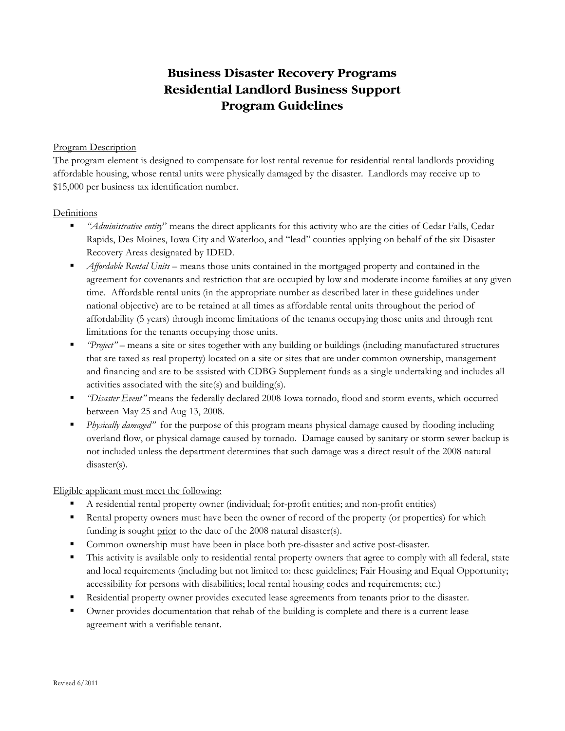# Business Disaster Recovery Programs
# Residential Landlord Business Support
# Program Guidelines

Program Description

The program element is designed to compensate for lost rental revenue for residential rental landlords providing affordable housing, whose rental units were physically damaged by the disaster. Landlords may receive up to $15,000 per business tax identification number.

Definitions

- *"Administrative entity*" means the direct applicants for this activity who are the cities of Cedar Falls, Cedar Rapids, Des Moines, Iowa City and Waterloo, and "lead" counties applying on behalf of the six Disaster Recovery Areas designated by IDED.
- *Affordable Rental Units* – means those units contained in the mortgaged property and contained in the agreement for covenants and restriction that are occupied by low and moderate income families at any given time. Affordable rental units (in the appropriate number as described later in these guidelines under national objective) are to be retained at all times as affordable rental units throughout the period of affordability (5 years) through income limitations of the tenants occupying those units and through rent limitations for the tenants occupying those units.
- *"Project"* – means a site or sites together with any building or buildings (including manufactured structures that are taxed as real property) located on a site or sites that are under common ownership, management and financing and are to be assisted with CDBG Supplement funds as a single undertaking and includes all activities associated with the site(s) and building(s).
- *"Disaster Event"* means the federally declared 2008 Iowa tornado, flood and storm events, which occurred between May 25 and Aug 13, 2008.
- *Physically damaged"* for the purpose of this program means physical damage caused by flooding including overland flow, or physical damage caused by tornado. Damage caused by sanitary or storm sewer backup is not included unless the department determines that such damage was a direct result of the 2008 natural disaster(s).

Eligible applicant must meet the following:

- A residential rental property owner (individual; for-profit entities; and non-profit entities)
- Rental property owners must have been the owner of record of the property (or properties) for which funding is sought prior to the date of the 2008 natural disaster(s).
- Common ownership must have been in place both pre-disaster and active post-disaster.
- This activity is available only to residential rental property owners that agree to comply with all federal, state and local requirements (including but not limited to: these guidelines; Fair Housing and Equal Opportunity; accessibility for persons with disabilities; local rental housing codes and requirements; etc.)
- Residential property owner provides executed lease agreements from tenants prior to the disaster.
- Owner provides documentation that rehab of the building is complete and there is a current lease agreement with a verifiable tenant.

Revised 6/2011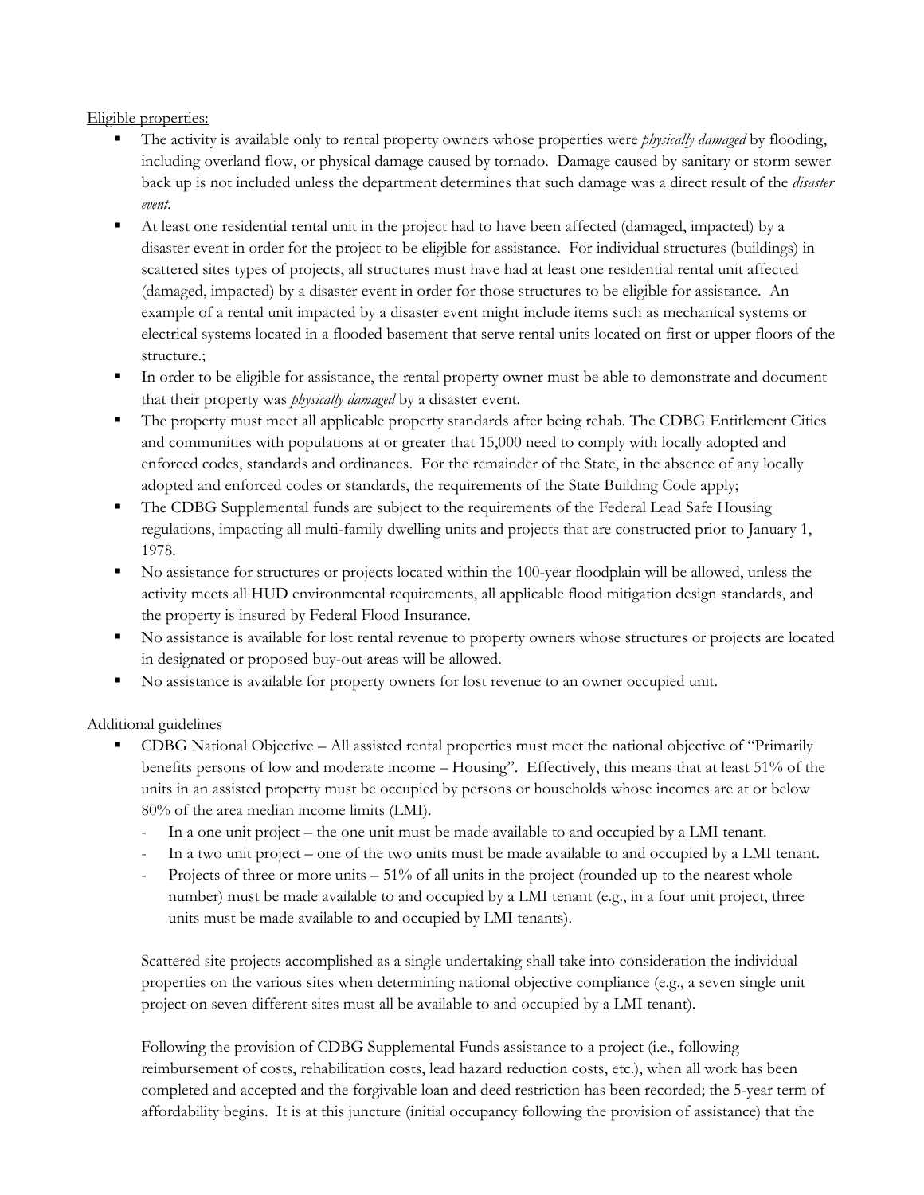Eligible properties:

- The activity is available only to rental property owners whose properties were *physically damaged* by flooding, including overland flow, or physical damage caused by tornado. Damage caused by sanitary or storm sewer back up is not included unless the department determines that such damage was a direct result of the *disaster event*.
- At least one residential rental unit in the project had to have been affected (damaged, impacted) by a disaster event in order for the project to be eligible for assistance. For individual structures (buildings) in scattered sites types of projects, all structures must have had at least one residential rental unit affected (damaged, impacted) by a disaster event in order for those structures to be eligible for assistance. An example of a rental unit impacted by a disaster event might include items such as mechanical systems or electrical systems located in a flooded basement that serve rental units located on first or upper floors of the structure.;
- In order to be eligible for assistance, the rental property owner must be able to demonstrate and document that their property was *physically damaged* by a disaster event.
- The property must meet all applicable property standards after being rehab. The CDBG Entitlement Cities and communities with populations at or greater that 15,000 need to comply with locally adopted and enforced codes, standards and ordinances. For the remainder of the State, in the absence of any locally adopted and enforced codes or standards, the requirements of the State Building Code apply;
- The CDBG Supplemental funds are subject to the requirements of the Federal Lead Safe Housing regulations, impacting all multi-family dwelling units and projects that are constructed prior to January 1, 1978.
- No assistance for structures or projects located within the 100-year floodplain will be allowed, unless the activity meets all HUD environmental requirements, all applicable flood mitigation design standards, and the property is insured by Federal Flood Insurance.
- No assistance is available for lost rental revenue to property owners whose structures or projects are located in designated or proposed buy-out areas will be allowed.
- No assistance is available for property owners for lost revenue to an owner occupied unit.

Additional guidelines

- CDBG National Objective – All assisted rental properties must meet the national objective of "Primarily benefits persons of low and moderate income – Housing". Effectively, this means that at least 51% of the units in an assisted property must be occupied by persons or households whose incomes are at or below 80% of the area median income limits (LMI).
  - In a one unit project – the one unit must be made available to and occupied by a LMI tenant.
  - In a two unit project – one of the two units must be made available to and occupied by a LMI tenant.
  - Projects of three or more units – 51% of all units in the project (rounded up to the nearest whole number) must be made available to and occupied by a LMI tenant (e.g., in a four unit project, three units must be made available to and occupied by LMI tenants).

  Scattered site projects accomplished as a single undertaking shall take into consideration the individual properties on the various sites when determining national objective compliance (e.g., a seven single unit project on seven different sites must all be available to and occupied by a LMI tenant).

  Following the provision of CDBG Supplemental Funds assistance to a project (i.e., following reimbursement of costs, rehabilitation costs, lead hazard reduction costs, etc.), when all work has been completed and accepted and the forgivable loan and deed restriction has been recorded; the 5-year term of affordability begins. It is at this juncture (initial occupancy following the provision of assistance) that the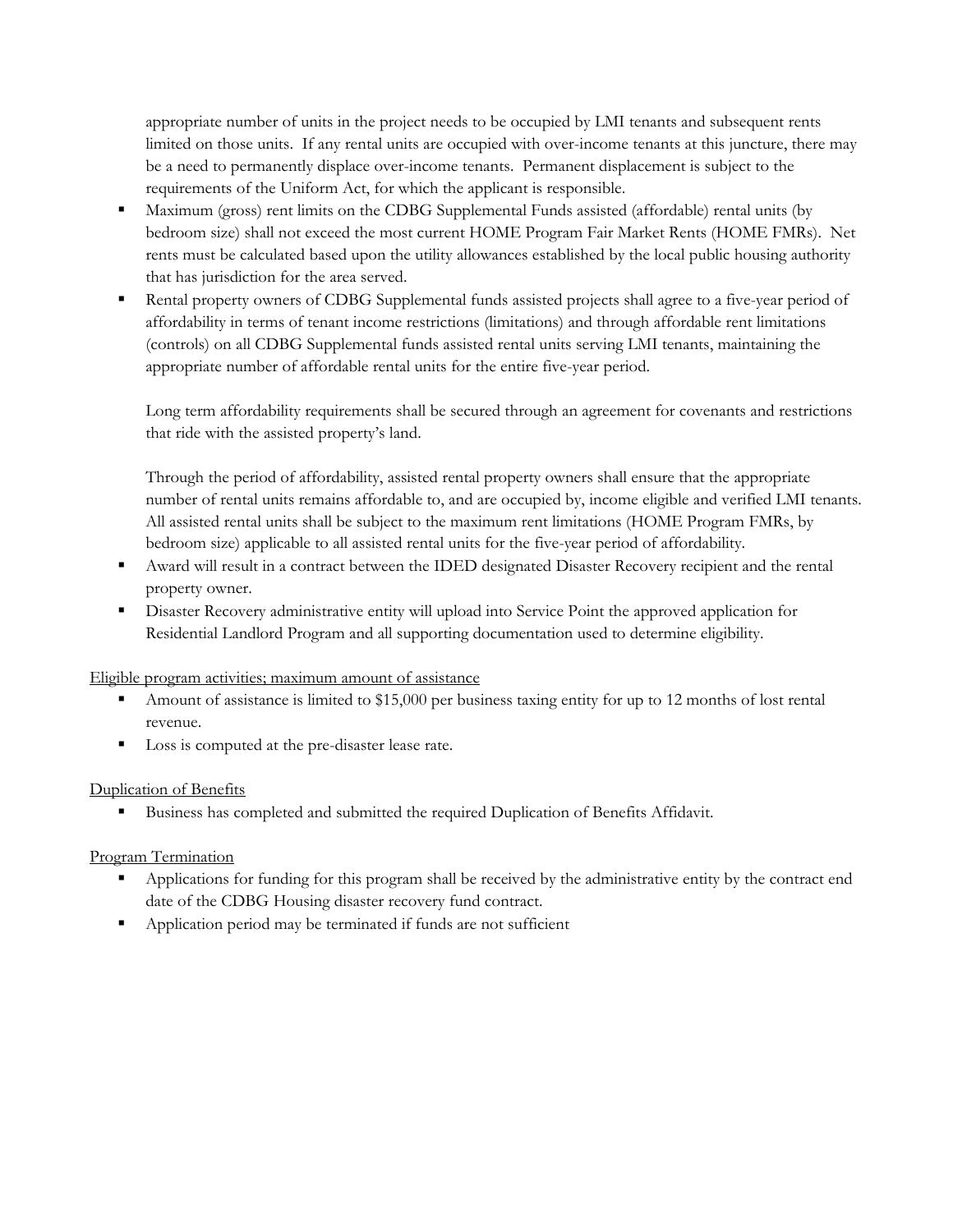appropriate number of units in the project needs to be occupied by LMI tenants and subsequent rents limited on those units. If any rental units are occupied with over-income tenants at this juncture, there may be a need to permanently displace over-income tenants. Permanent displacement is subject to the requirements of the Uniform Act, for which the applicant is responsible.

- Maximum (gross) rent limits on the CDBG Supplemental Funds assisted (affordable) rental units (by bedroom size) shall not exceed the most current HOME Program Fair Market Rents (HOME FMRs). Net rents must be calculated based upon the utility allowances established by the local public housing authority that has jurisdiction for the area served.
- Rental property owners of CDBG Supplemental funds assisted projects shall agree to a five-year period of affordability in terms of tenant income restrictions (limitations) and through affordable rent limitations (controls) on all CDBG Supplemental funds assisted rental units serving LMI tenants, maintaining the appropriate number of affordable rental units for the entire five-year period.

  Long term affordability requirements shall be secured through an agreement for covenants and restrictions that ride with the assisted property's land.

  Through the period of affordability, assisted rental property owners shall ensure that the appropriate number of rental units remains affordable to, and are occupied by, income eligible and verified LMI tenants. All assisted rental units shall be subject to the maximum rent limitations (HOME Program FMRs, by bedroom size) applicable to all assisted rental units for the five-year period of affordability.
- Award will result in a contract between the IDED designated Disaster Recovery recipient and the rental property owner.
- Disaster Recovery administrative entity will upload into Service Point the approved application for Residential Landlord Program and all supporting documentation used to determine eligibility.

Eligible program activities; maximum amount of assistance

- Amount of assistance is limited to $15,000 per business taxing entity for up to 12 months of lost rental revenue.
- Loss is computed at the pre-disaster lease rate.

Duplication of Benefits

- Business has completed and submitted the required Duplication of Benefits Affidavit.

Program Termination

- Applications for funding for this program shall be received by the administrative entity by the contract end date of the CDBG Housing disaster recovery fund contract.
- Application period may be terminated if funds are not sufficient